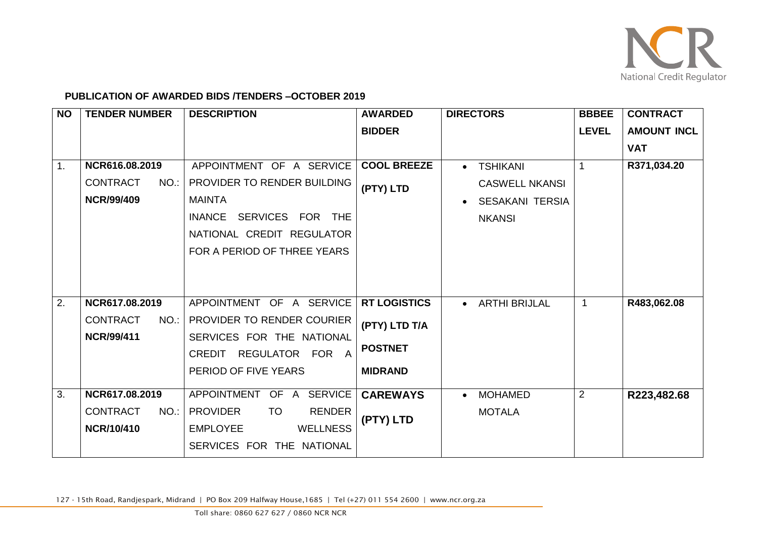**PUBLICATION OF AWARDED BIDS /TENDERS –OCTOBER 2019**

| NO | TENDER NUMBER | DESCRIPTION | AWARDED BIDDER | DIRECTORS | BBBEE LEVEL | CONTRACT AMOUNT INCL VAT |
|---|---|---|---|---|---|---|
| 1. | **NCR616.08.2019** CONTRACT NO.: **NCR/99/409** | APPOINTMENT OF A SERVICE PROVIDER TO RENDER BUILDING MAINTA INANCE SERVICES FOR THE NATIONAL CREDIT REGULATOR FOR A PERIOD OF THREE YEARS | **COOL BREEZE (PTY) LTD** | • TSHIKANI CASWELL NKANSI • SESAKANI TERSIA NKANSI | 1 | **R371,034.20** |
| 2. | **NCR617.08.2019** CONTRACT NO.: **NCR/99/411** | APPOINTMENT OF A SERVICE PROVIDER TO RENDER COURIER SERVICES FOR THE NATIONAL CREDIT REGULATOR FOR A PERIOD OF FIVE YEARS | **RT LOGISTICS (PTY) LTD T/A POSTNET MIDRAND** | • ARTHI BRIJLAL | 1 | **R483,062.08** |
| 3. | **NCR617.08.2019** CONTRACT NO.: **NCR/10/410** | APPOINTMENT OF A SERVICE PROVIDER TO RENDER EMPLOYEE WELLNESS SERVICES FOR THE NATIONAL | **CAREWAYS (PTY) LTD** | • MOHAMED MOTALA | 2 | **R223,482.68** |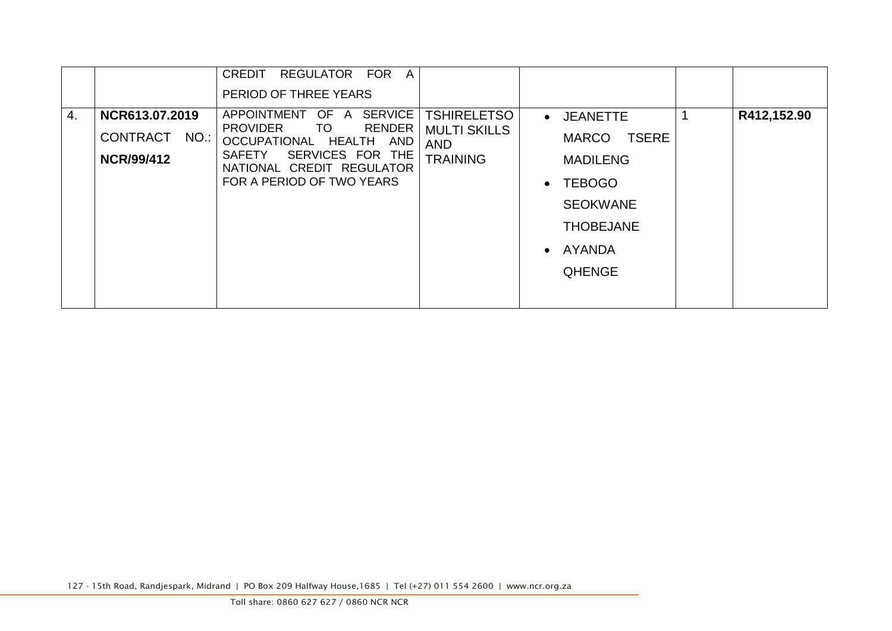| | | | | | | |
|---|---|---|---|---|---|---|
| | | CREDIT REGULATOR FOR A PERIOD OF THREE YEARS | | | | |
| 4. | **NCR613.07.2019** CONTRACT NO.: **NCR/99/412** | APPOINTMENT OF A SERVICE PROVIDER TO RENDER OCCUPATIONAL HEALTH AND SAFETY SERVICES FOR THE NATIONAL CREDIT REGULATOR FOR A PERIOD OF TWO YEARS | TSHIRELETSO MULTI SKILLS AND TRAINING | • JEANETTE MARCO TSERE MADILENG<br>• TEBOGO SEOKWANE THOBEJANE<br>• AYANDA QHENGE | 1 | **R412,152.90** |

127 - 15th Road, Randjespark, Midrand | PO Box 209 Halfway House,1685 | Tel (+27) 011 554 2600 | www.ncr.org.za

Toll share: 0860 627 627 / 0860 NCR NCR